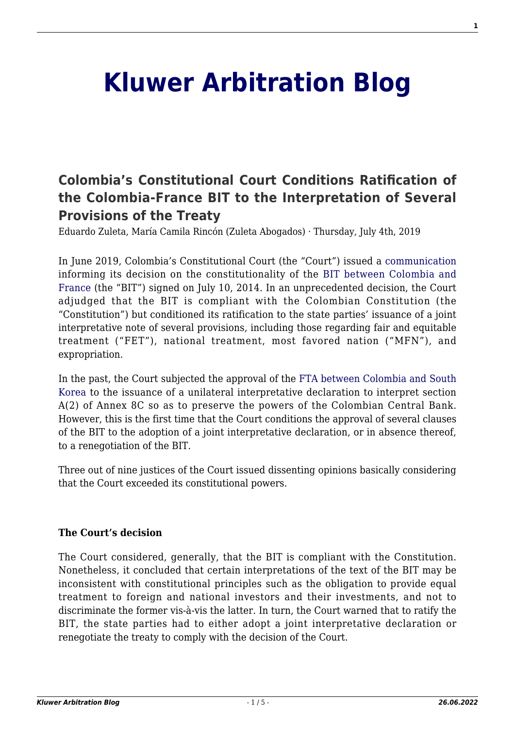# Kluwer Arbitration Blog

## Colombia's Constitutional Court Conditions Ratification of the Colombia-France BIT to the Interpretation of Several Provisions of the Treaty

Eduardo Zuleta, María Camila Rincón (Zuleta Abogados) · Thursday, July 4th, 2019

In June 2019, Colombia's Constitutional Court (the "Court") issued a communication informing its decision on the constitutionality of the BIT between Colombia and France (the "BIT") signed on July 10, 2014. In an unprecedented decision, the Court adjudged that the BIT is compliant with the Colombian Constitution (the "Constitution") but conditioned its ratification to the state parties' issuance of a joint interpretative note of several provisions, including those regarding fair and equitable treatment ("FET"), national treatment, most favored nation ("MFN"), and expropriation.

In the past, the Court subjected the approval of the FTA between Colombia and South Korea to the issuance of a unilateral interpretative declaration to interpret section A(2) of Annex 8C so as to preserve the powers of the Colombian Central Bank. However, this is the first time that the Court conditions the approval of several clauses of the BIT to the adoption of a joint interpretative declaration, or in absence thereof, to a renegotiation of the BIT.

Three out of nine justices of the Court issued dissenting opinions basically considering that the Court exceeded its constitutional powers.

**The Court's decision**

The Court considered, generally, that the BIT is compliant with the Constitution. Nonetheless, it concluded that certain interpretations of the text of the BIT may be inconsistent with constitutional principles such as the obligation to provide equal treatment to foreign and national investors and their investments, and not to discriminate the former vis-à-vis the latter. In turn, the Court warned that to ratify the BIT, the state parties had to either adopt a joint interpretative declaration or renegotiate the treaty to comply with the decision of the Court.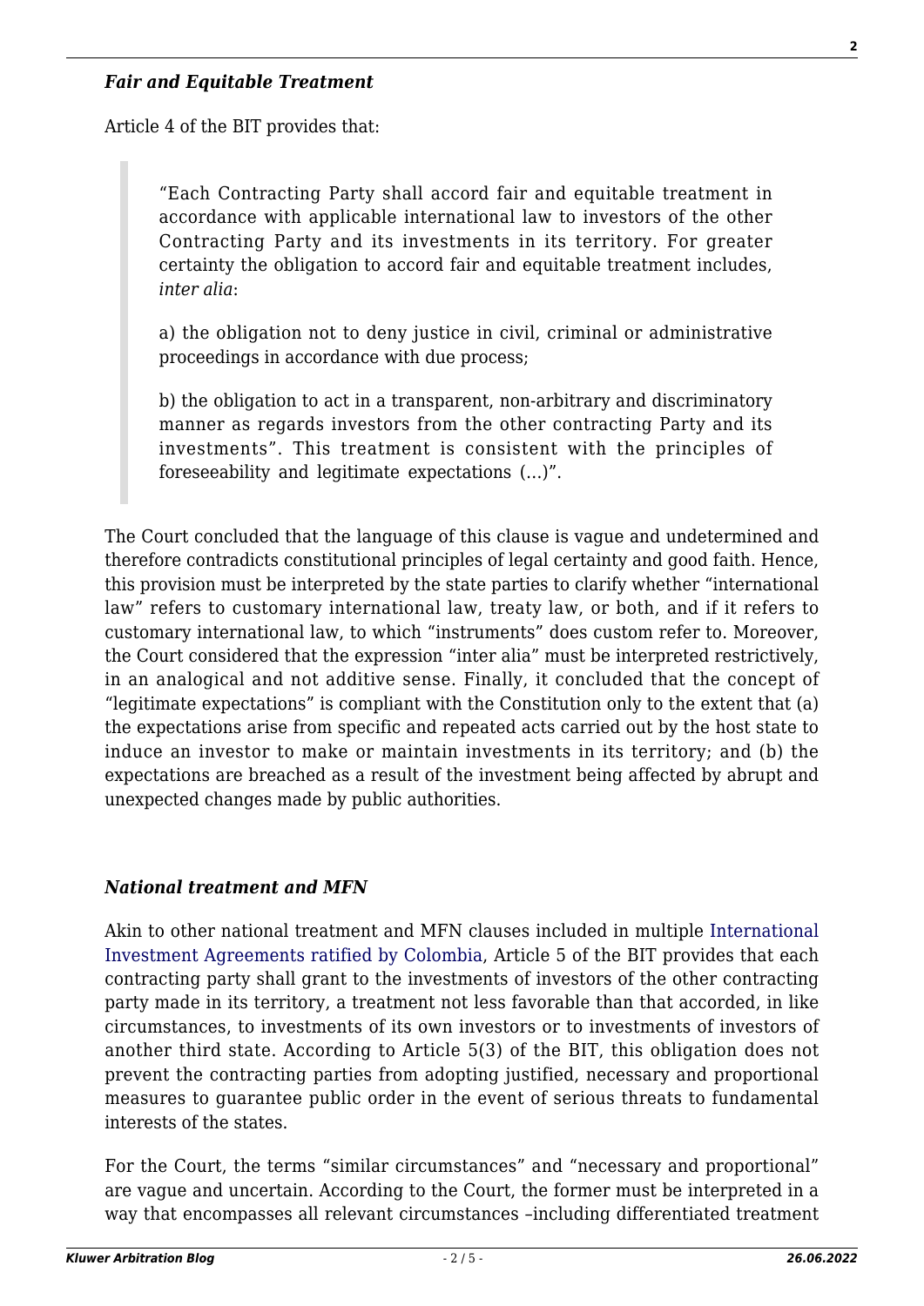### *Fair and Equitable Treatment*

Article 4 of the BIT provides that:

> "Each Contracting Party shall accord fair and equitable treatment in accordance with applicable international law to investors of the other Contracting Party and its investments in its territory. For greater certainty the obligation to accord fair and equitable treatment includes, *inter alia*:
>
> a) the obligation not to deny justice in civil, criminal or administrative proceedings in accordance with due process;
>
> b) the obligation to act in a transparent, non-arbitrary and discriminatory manner as regards investors from the other contracting Party and its investments". This treatment is consistent with the principles of foreseeability and legitimate expectations (…)".

The Court concluded that the language of this clause is vague and undetermined and therefore contradicts constitutional principles of legal certainty and good faith. Hence, this provision must be interpreted by the state parties to clarify whether "international law" refers to customary international law, treaty law, or both, and if it refers to customary international law, to which "instruments" does custom refer to. Moreover, the Court considered that the expression "inter alia" must be interpreted restrictively, in an analogical and not additive sense. Finally, it concluded that the concept of "legitimate expectations" is compliant with the Constitution only to the extent that (a) the expectations arise from specific and repeated acts carried out by the host state to induce an investor to make or maintain investments in its territory; and (b) the expectations are breached as a result of the investment being affected by abrupt and unexpected changes made by public authorities.

### *National treatment and MFN*

Akin to other national treatment and MFN clauses included in multiple International Investment Agreements ratified by Colombia, Article 5 of the BIT provides that each contracting party shall grant to the investments of investors of the other contracting party made in its territory, a treatment not less favorable than that accorded, in like circumstances, to investments of its own investors or to investments of investors of another third state. According to Article 5(3) of the BIT, this obligation does not prevent the contracting parties from adopting justified, necessary and proportional measures to guarantee public order in the event of serious threats to fundamental interests of the states.

For the Court, the terms "similar circumstances" and "necessary and proportional" are vague and uncertain. According to the Court, the former must be interpreted in a way that encompasses all relevant circumstances –including differentiated treatment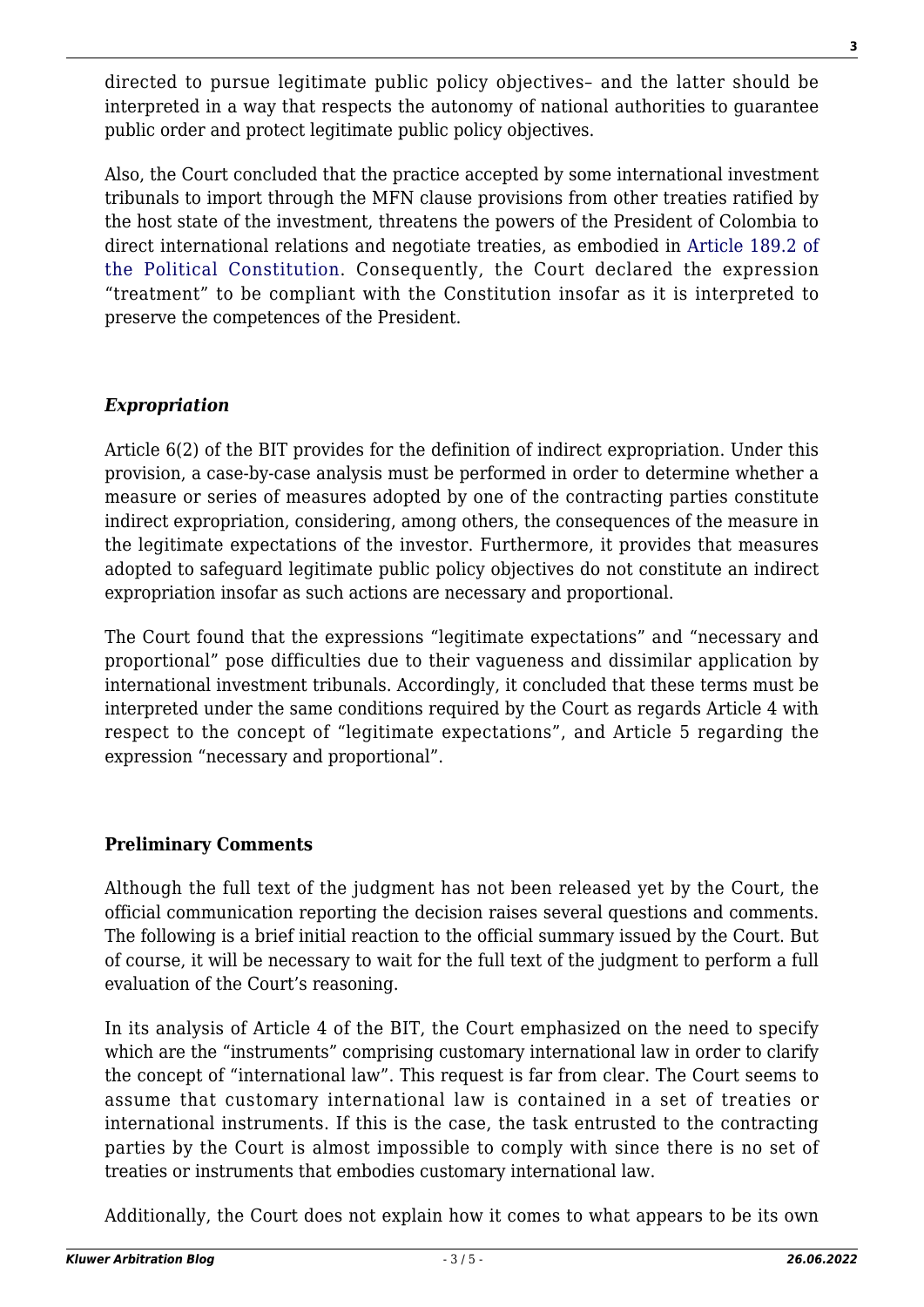directed to pursue legitimate public policy objectives– and the latter should be interpreted in a way that respects the autonomy of national authorities to guarantee public order and protect legitimate public policy objectives.

Also, the Court concluded that the practice accepted by some international investment tribunals to import through the MFN clause provisions from other treaties ratified by the host state of the investment, threatens the powers of the President of Colombia to direct international relations and negotiate treaties, as embodied in Article 189.2 of the Political Constitution. Consequently, the Court declared the expression "treatment" to be compliant with the Constitution insofar as it is interpreted to preserve the competences of the President.

### *Expropriation*

Article 6(2) of the BIT provides for the definition of indirect expropriation. Under this provision, a case-by-case analysis must be performed in order to determine whether a measure or series of measures adopted by one of the contracting parties constitute indirect expropriation, considering, among others, the consequences of the measure in the legitimate expectations of the investor. Furthermore, it provides that measures adopted to safeguard legitimate public policy objectives do not constitute an indirect expropriation insofar as such actions are necessary and proportional.

The Court found that the expressions "legitimate expectations" and "necessary and proportional" pose difficulties due to their vagueness and dissimilar application by international investment tribunals. Accordingly, it concluded that these terms must be interpreted under the same conditions required by the Court as regards Article 4 with respect to the concept of "legitimate expectations", and Article 5 regarding the expression "necessary and proportional".

### **Preliminary Comments**

Although the full text of the judgment has not been released yet by the Court, the official communication reporting the decision raises several questions and comments. The following is a brief initial reaction to the official summary issued by the Court. But of course, it will be necessary to wait for the full text of the judgment to perform a full evaluation of the Court's reasoning.

In its analysis of Article 4 of the BIT, the Court emphasized on the need to specify which are the "instruments" comprising customary international law in order to clarify the concept of "international law". This request is far from clear. The Court seems to assume that customary international law is contained in a set of treaties or international instruments. If this is the case, the task entrusted to the contracting parties by the Court is almost impossible to comply with since there is no set of treaties or instruments that embodies customary international law.

Additionally, the Court does not explain how it comes to what appears to be its own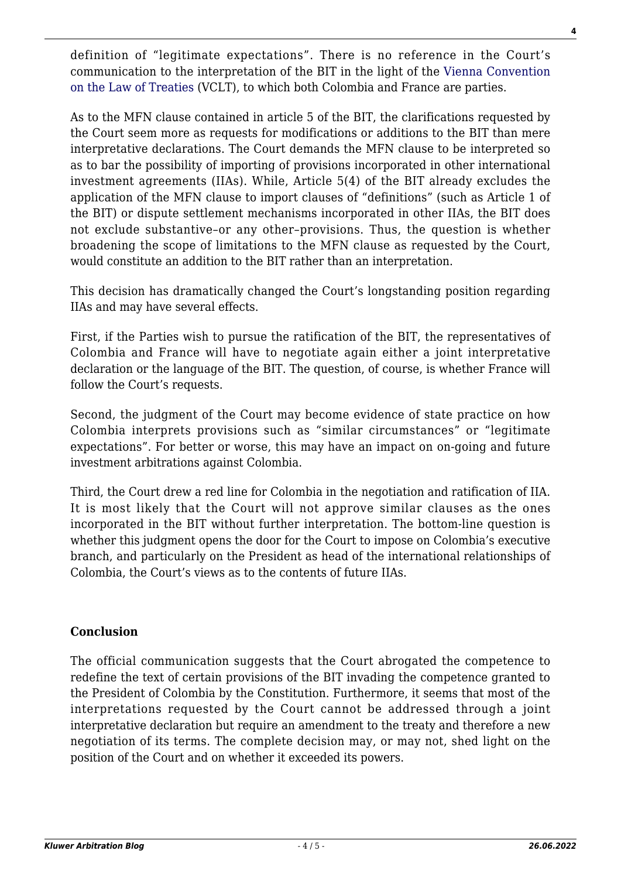definition of "legitimate expectations". There is no reference in the Court's communication to the interpretation of the BIT in the light of the Vienna Convention on the Law of Treaties (VCLT), to which both Colombia and France are parties.

As to the MFN clause contained in article 5 of the BIT, the clarifications requested by the Court seem more as requests for modifications or additions to the BIT than mere interpretative declarations. The Court demands the MFN clause to be interpreted so as to bar the possibility of importing of provisions incorporated in other international investment agreements (IIAs). While, Article 5(4) of the BIT already excludes the application of the MFN clause to import clauses of "definitions" (such as Article 1 of the BIT) or dispute settlement mechanisms incorporated in other IIAs, the BIT does not exclude substantive–or any other–provisions. Thus, the question is whether broadening the scope of limitations to the MFN clause as requested by the Court, would constitute an addition to the BIT rather than an interpretation.

This decision has dramatically changed the Court's longstanding position regarding IIAs and may have several effects.

First, if the Parties wish to pursue the ratification of the BIT, the representatives of Colombia and France will have to negotiate again either a joint interpretative declaration or the language of the BIT. The question, of course, is whether France will follow the Court's requests.

Second, the judgment of the Court may become evidence of state practice on how Colombia interprets provisions such as "similar circumstances" or "legitimate expectations". For better or worse, this may have an impact on on-going and future investment arbitrations against Colombia.

Third, the Court drew a red line for Colombia in the negotiation and ratification of IIA. It is most likely that the Court will not approve similar clauses as the ones incorporated in the BIT without further interpretation. The bottom-line question is whether this judgment opens the door for the Court to impose on Colombia's executive branch, and particularly on the President as head of the international relationships of Colombia, the Court's views as to the contents of future IIAs.

## Conclusion

The official communication suggests that the Court abrogated the competence to redefine the text of certain provisions of the BIT invading the competence granted to the President of Colombia by the Constitution. Furthermore, it seems that most of the interpretations requested by the Court cannot be addressed through a joint interpretative declaration but require an amendment to the treaty and therefore a new negotiation of its terms. The complete decision may, or may not, shed light on the position of the Court and on whether it exceeded its powers.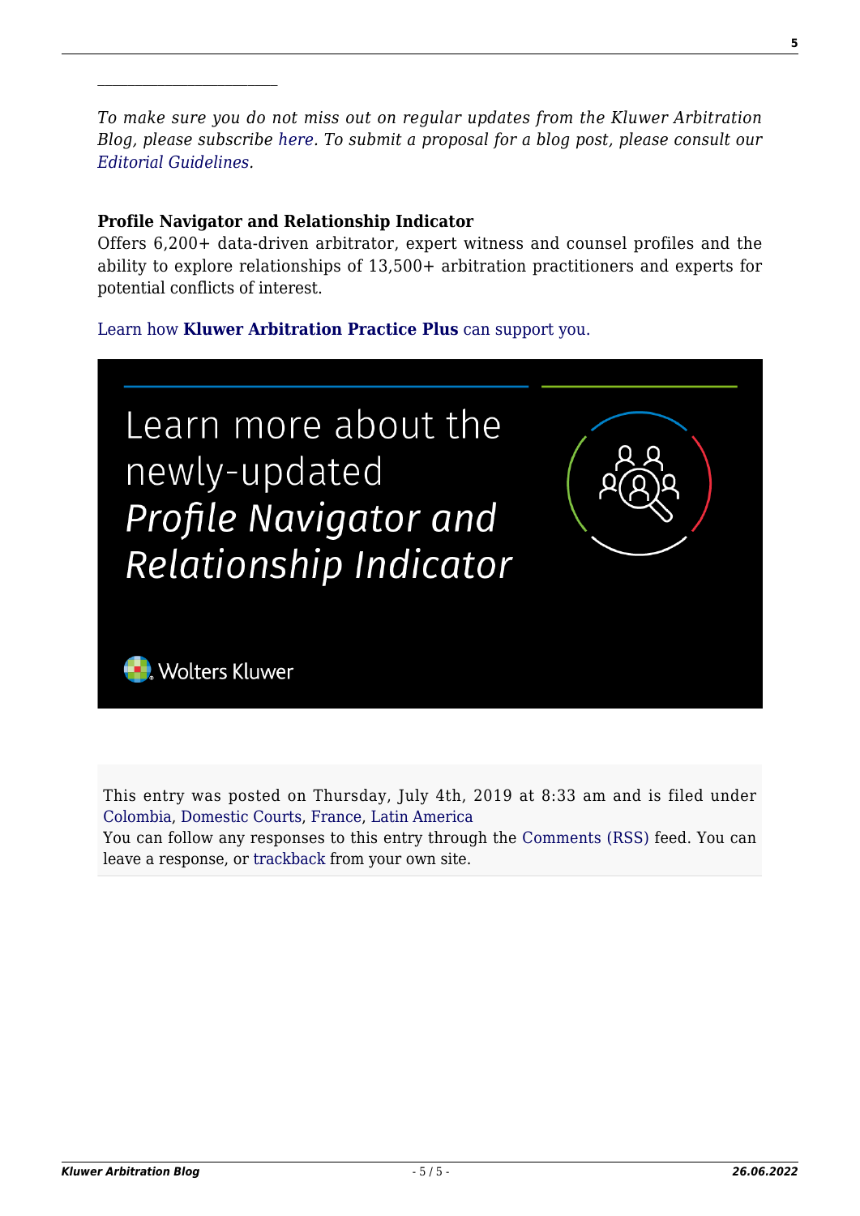---

*To make sure you do not miss out on regular updates from the Kluwer Arbitration Blog, please subscribe here. To submit a proposal for a blog post, please consult our Editorial Guidelines.*

**Profile Navigator and Relationship Indicator**
Offers 6,200+ data-driven arbitrator, expert witness and counsel profiles and the ability to explore relationships of 13,500+ arbitration practitioners and experts for potential conflicts of interest.

Learn how **Kluwer Arbitration Practice Plus** can support you.

This entry was posted on Thursday, July 4th, 2019 at 8:33 am and is filed under Colombia, Domestic Courts, France, Latin America
You can follow any responses to this entry through the Comments (RSS) feed. You can leave a response, or trackback from your own site.